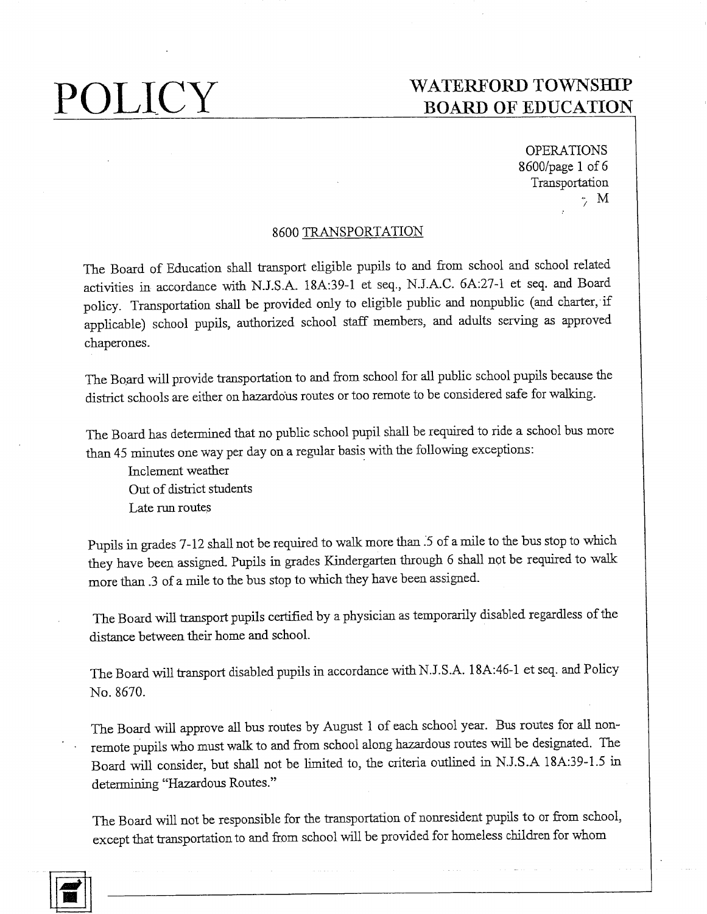# POLICY

**WATERFORD TOWNSHIP BOARD OF EDUCATION**

OPERATIONS
8600/page 1 of 6
Transportation
M

## 8600 TRANSPORTATION

The Board of Education shall transport eligible pupils to and from school and school related activities in accordance with N.J.S.A. 18A:39-1 et seq., N.J.A.C. 6A:27-1 et seq. and Board policy. Transportation shall be provided only to eligible public and nonpublic (and charter, if applicable) school pupils, authorized school staff members, and adults serving as approved chaperones.

The Board will provide transportation to and from school for all public school pupils because the district schools are either on hazardous routes or too remote to be considered safe for walking.

The Board has determined that no public school pupil shall be required to ride a school bus more than 45 minutes one way per day on a regular basis with the following exceptions:

- Inclement weather
- Out of district students
- Late run routes

Pupils in grades 7-12 shall not be required to walk more than .5 of a mile to the bus stop to which they have been assigned. Pupils in grades Kindergarten through 6 shall not be required to walk more than .3 of a mile to the bus stop to which they have been assigned.

The Board will transport pupils certified by a physician as temporarily disabled regardless of the distance between their home and school.

The Board will transport disabled pupils in accordance with N.J.S.A. 18A:46-1 et seq. and Policy No. 8670.

The Board will approve all bus routes by August 1 of each school year. Bus routes for all non-remote pupils who must walk to and from school along hazardous routes will be designated. The Board will consider, but shall not be limited to, the criteria outlined in N.J.S.A 18A:39-1.5 in determining "Hazardous Routes."

The Board will not be responsible for the transportation of nonresident pupils to or from school, except that transportation to and from school will be provided for homeless children for whom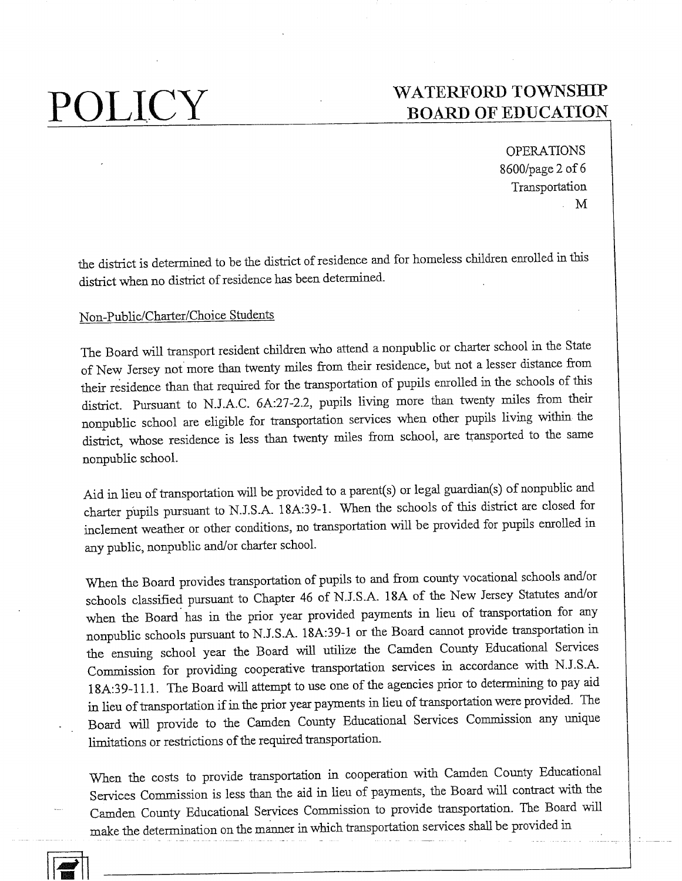the district is determined to be the district of residence and for homeless children enrolled in this district when no district of residence has been determined.

Non-Public/Charter/Choice Students

The Board will transport resident children who attend a nonpublic or charter school in the State of New Jersey not more than twenty miles from their residence, but not a lesser distance from their residence than that required for the transportation of pupils enrolled in the schools of this district. Pursuant to N.J.A.C. 6A:27-2.2, pupils living more than twenty miles from their nonpublic school are eligible for transportation services when other pupils living within the district, whose residence is less than twenty miles from school, are transported to the same nonpublic school.

Aid in lieu of transportation will be provided to a parent(s) or legal guardian(s) of nonpublic and charter pupils pursuant to N.J.S.A. 18A:39-1. When the schools of this district are closed for inclement weather or other conditions, no transportation will be provided for pupils enrolled in any public, nonpublic and/or charter school.

When the Board provides transportation of pupils to and from county vocational schools and/or schools classified pursuant to Chapter 46 of N.J.S.A. 18A of the New Jersey Statutes and/or when the Board has in the prior year provided payments in lieu of transportation for any nonpublic schools pursuant to N.J.S.A. 18A:39-1 or the Board cannot provide transportation in the ensuing school year the Board will utilize the Camden County Educational Services Commission for providing cooperative transportation services in accordance with N.J.S.A. 18A:39-11.1. The Board will attempt to use one of the agencies prior to determining to pay aid in lieu of transportation if in the prior year payments in lieu of transportation were provided. The Board will provide to the Camden County Educational Services Commission any unique limitations or restrictions of the required transportation.

When the costs to provide transportation in cooperation with Camden County Educational Services Commission is less than the aid in lieu of payments, the Board will contract with the Camden County Educational Services Commission to provide transportation. The Board will make the determination on the manner in which transportation services shall be provided in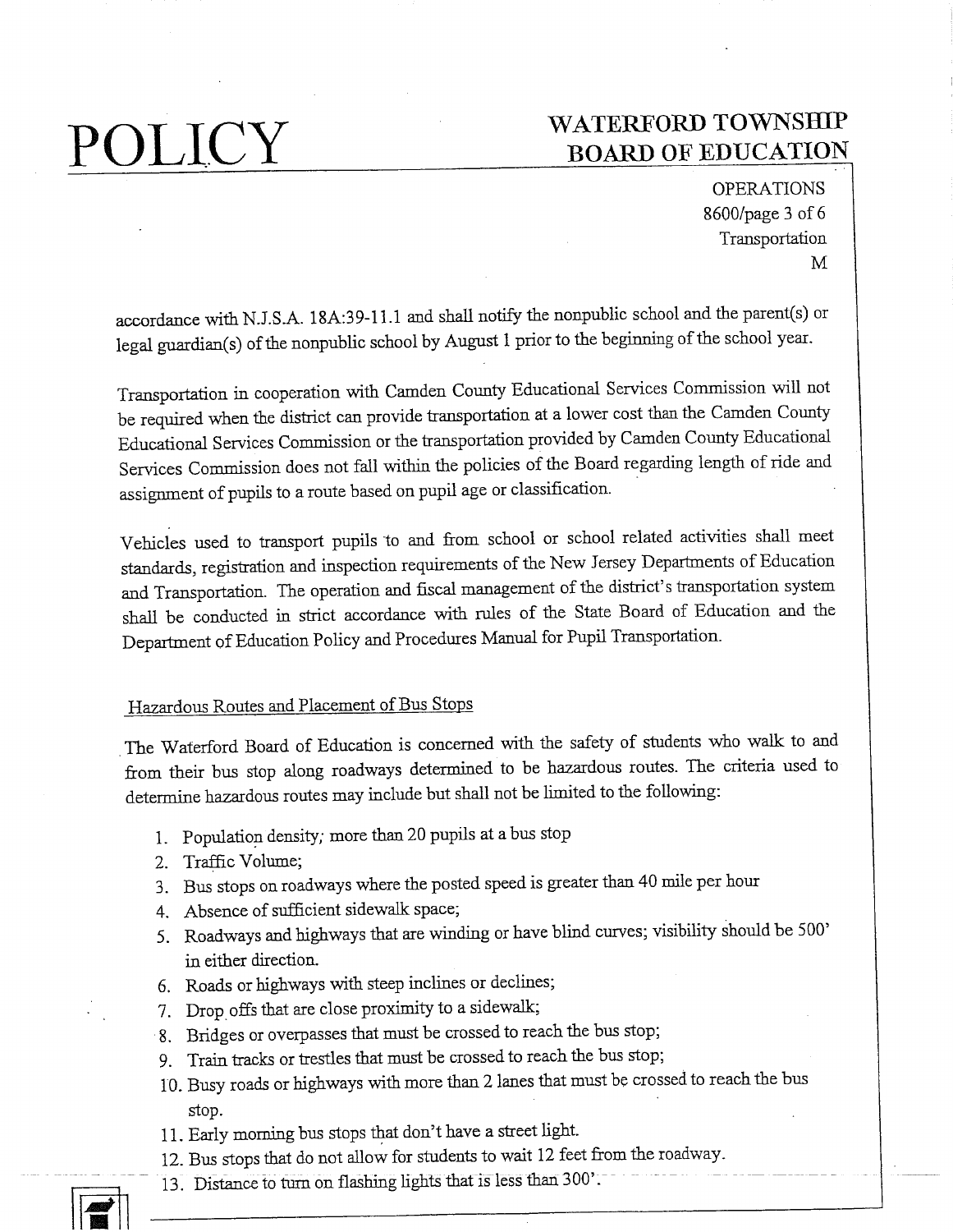accordance with N.J.S.A. 18A:39-11.1 and shall notify the nonpublic school and the parent(s) or legal guardian(s) of the nonpublic school by August 1 prior to the beginning of the school year.

Transportation in cooperation with Camden County Educational Services Commission will not be required when the district can provide transportation at a lower cost than the Camden County Educational Services Commission or the transportation provided by Camden County Educational Services Commission does not fall within the policies of the Board regarding length of ride and assignment of pupils to a route based on pupil age or classification.

Vehicles used to transport pupils to and from school or school related activities shall meet standards, registration and inspection requirements of the New Jersey Departments of Education and Transportation. The operation and fiscal management of the district's transportation system shall be conducted in strict accordance with rules of the State Board of Education and the Department of Education Policy and Procedures Manual for Pupil Transportation.

## Hazardous Routes and Placement of Bus Stops

The Waterford Board of Education is concerned with the safety of students who walk to and from their bus stop along roadways determined to be hazardous routes. The criteria used to determine hazardous routes may include but shall not be limited to the following:

1. Population density; more than 20 pupils at a bus stop
2. Traffic Volume;
3. Bus stops on roadways where the posted speed is greater than 40 mile per hour
4. Absence of sufficient sidewalk space;
5. Roadways and highways that are winding or have blind curves; visibility should be 500' in either direction.
6. Roads or highways with steep inclines or declines;
7. Drop offs that are close proximity to a sidewalk;
8. Bridges or overpasses that must be crossed to reach the bus stop;
9. Train tracks or trestles that must be crossed to reach the bus stop;
10. Busy roads or highways with more than 2 lanes that must be crossed to reach the bus stop.
11. Early morning bus stops that don't have a street light.
12. Bus stops that do not allow for students to wait 12 feet from the roadway.
13. Distance to turn on flashing lights that is less than 300'.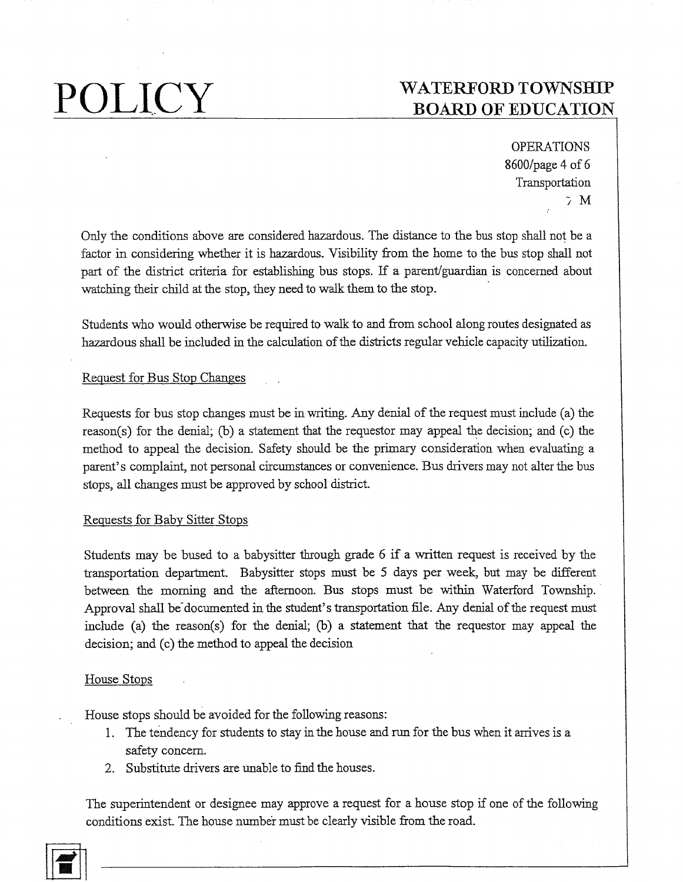Only the conditions above are considered hazardous. The distance to the bus stop shall not be a factor in considering whether it is hazardous. Visibility from the home to the bus stop shall not part of the district criteria for establishing bus stops. If a parent/guardian is concerned about watching their child at the stop, they need to walk them to the stop.

Students who would otherwise be required to walk to and from school along routes designated as hazardous shall be included in the calculation of the districts regular vehicle capacity utilization.

Request for Bus Stop Changes

Requests for bus stop changes must be in writing. Any denial of the request must include (a) the reason(s) for the denial; (b) a statement that the requestor may appeal the decision; and (c) the method to appeal the decision. Safety should be the primary consideration when evaluating a parent's complaint, not personal circumstances or convenience. Bus drivers may not alter the bus stops, all changes must be approved by school district.

Requests for Baby Sitter Stops

Students may be bused to a babysitter through grade 6 if a written request is received by the transportation department. Babysitter stops must be 5 days per week, but may be different between the morning and the afternoon. Bus stops must be within Waterford Township. Approval shall be documented in the student's transportation file. Any denial of the request must include (a) the reason(s) for the denial; (b) a statement that the requestor may appeal the decision; and (c) the method to appeal the decision

House Stops

House stops should be avoided for the following reasons:

1. The tendency for students to stay in the house and run for the bus when it arrives is a safety concern.
2. Substitute drivers are unable to find the houses.

The superintendent or designee may approve a request for a house stop if one of the following conditions exist. The house number must be clearly visible from the road.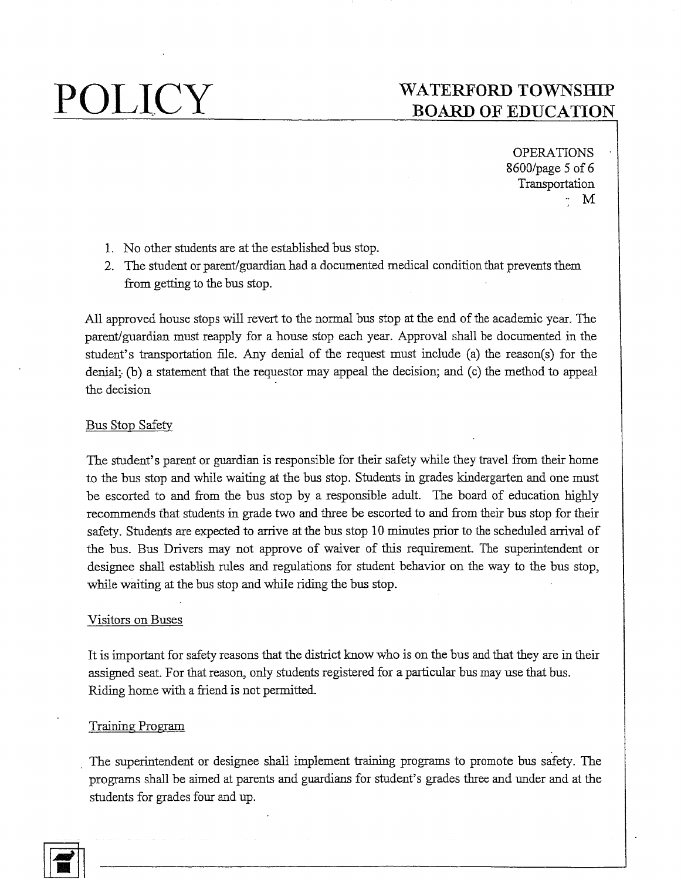1. No other students are at the established bus stop.
2. The student or parent/guardian had a documented medical condition that prevents them from getting to the bus stop.

All approved house stops will revert to the normal bus stop at the end of the academic year. The parent/guardian must reapply for a house stop each year. Approval shall be documented in the student's transportation file. Any denial of the request must include (a) the reason(s) for the denial; (b) a statement that the requestor may appeal the decision; and (c) the method to appeal the decision

## Bus Stop Safety

The student's parent or guardian is responsible for their safety while they travel from their home to the bus stop and while waiting at the bus stop. Students in grades kindergarten and one must be escorted to and from the bus stop by a responsible adult. The board of education highly recommends that students in grade two and three be escorted to and from their bus stop for their safety. Students are expected to arrive at the bus stop 10 minutes prior to the scheduled arrival of the bus. Bus Drivers may not approve of waiver of this requirement. The superintendent or designee shall establish rules and regulations for student behavior on the way to the bus stop, while waiting at the bus stop and while riding the bus stop.

## Visitors on Buses

It is important for safety reasons that the district know who is on the bus and that they are in their assigned seat. For that reason, only students registered for a particular bus may use that bus. Riding home with a friend is not permitted.

## Training Program

The superintendent or designee shall implement training programs to promote bus safety. The programs shall be aimed at parents and guardians for student's grades three and under and at the students for grades four and up.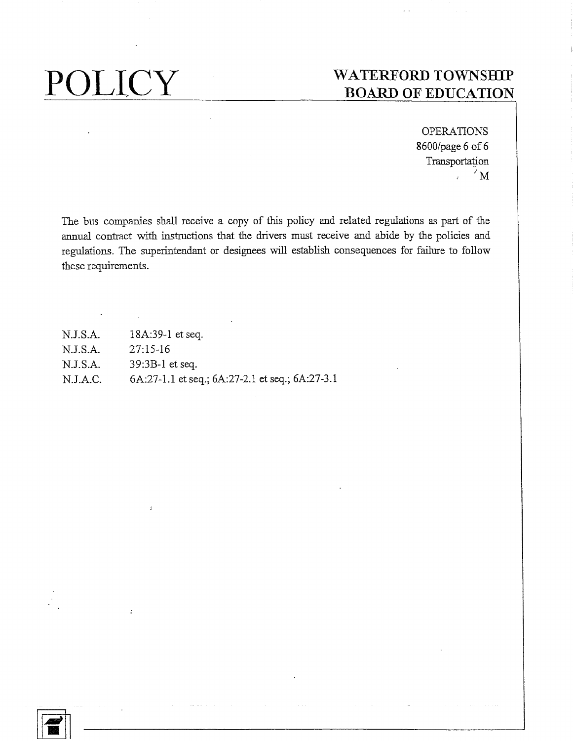The bus companies shall receive a copy of this policy and related regulations as part of the annual contract with instructions that the drivers must receive and abide by the policies and regulations. The superintendant or designees will establish consequences for failure to follow these requirements.

| | |
|---|---|
| N.J.S.A. | 18A:39-1 et seq. |
| N.J.S.A. | 27:15-16 |
| N.J.S.A. | 39:3B-1 et seq. |
| N.J.A.C. | 6A:27-1.1 et seq.; 6A:27-2.1 et seq.; 6A:27-3.1 |